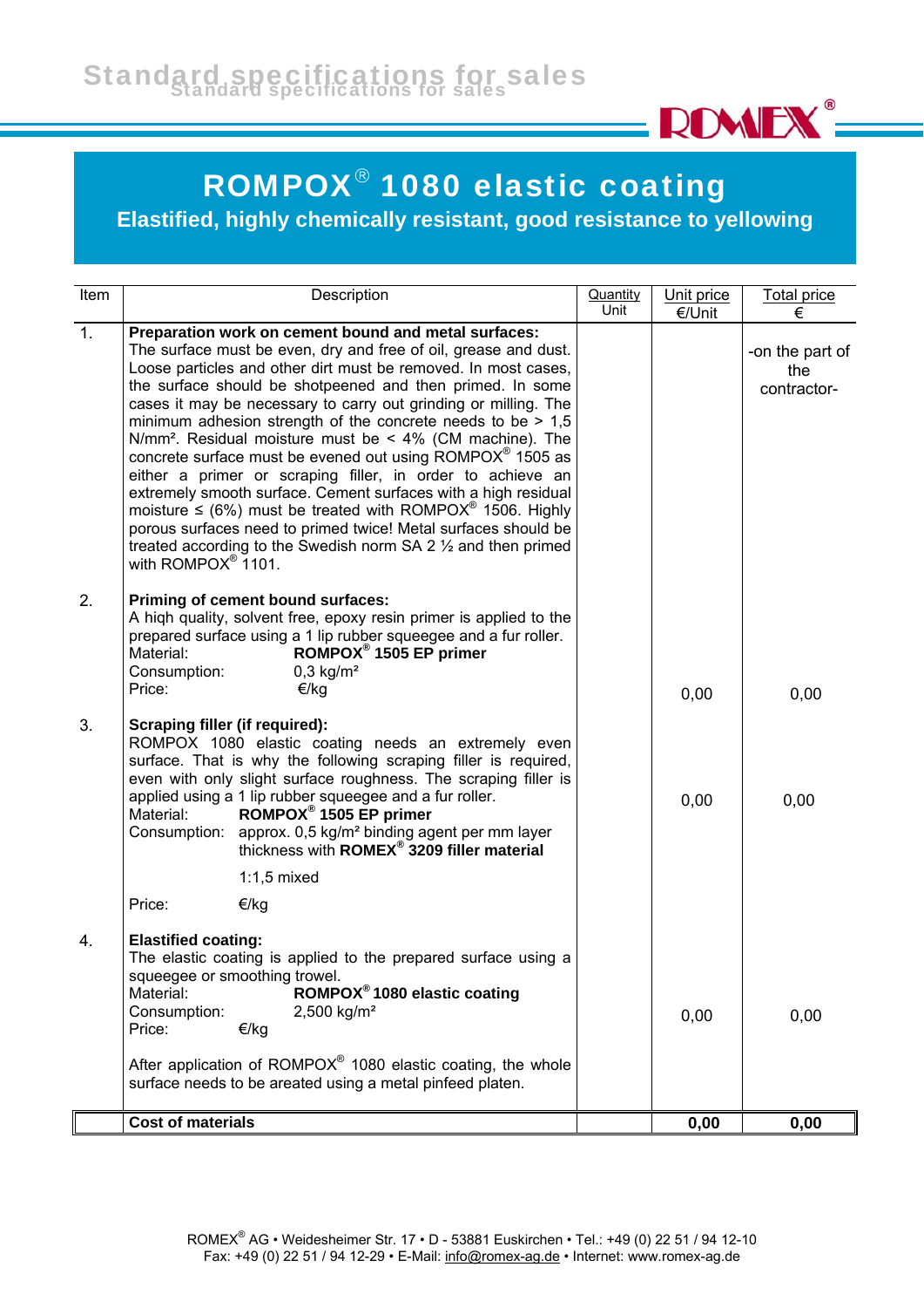Standard specifications for sales

ROMEX®

# ROMPOX® 1080 elastic coating

## Elastified, highly chemically resistant, good resistance to yellowing

| Item | Description | Quantity Unit | Unit price €/Unit | Total price € |
|---|---|---|---|---|
| 1. | **Preparation work on cement bound and metal surfaces:** The surface must be even, dry and free of oil, grease and dust. Loose particles and other dirt must be removed. In most cases, the surface should be shotpeened and then primed. In some cases it may be necessary to carry out grinding or milling. The minimum adhesion strength of the concrete needs to be > 1,5 N/mm². Residual moisture must be < 4% (CM machine). The concrete surface must be evened out using ROMPOX® 1505 as either a primer or scraping filler, in order to achieve an extremely smooth surface. Cement surfaces with a high residual moisture ≤ (6%) must be treated with ROMPOX® 1506. Highly porous surfaces need to primed twice! Metal surfaces should be treated according to the Swedish norm SA 2 ½ and then primed with ROMPOX® 1101. | | | -on the part of the contractor- |
| 2. | **Priming of cement bound surfaces:** A hiqh quality, solvent free, epoxy resin primer is applied to the prepared surface using a 1 lip rubber squeegee and a fur roller.<br>Material: **ROMPOX® 1505 EP primer**<br>Consumption: 0,3 kg/m²<br>Price: €/kg | | 0,00 | 0,00 |
| 3. | **Scraping filler (if required):** ROMPOX 1080 elastic coating needs an extremely even surface. That is why the following scraping filler is required, even with only slight surface roughness. The scraping filler is applied using a 1 lip rubber squeegee and a fur roller.<br>Material: **ROMPOX® 1505 EP primer**<br>Consumption: approx. 0,5 kg/m² binding agent per mm layer thickness with **ROMEX® 3209 filler material**<br>1:1,5 mixed<br>Price: €/kg | | 0,00 | 0,00 |
| 4. | **Elastified coating:** The elastic coating is applied to the prepared surface using a squeegee or smoothing trowel.<br>Material: **ROMPOX® 1080 elastic coating**<br>Consumption: 2,500 kg/m²<br>Price: €/kg<br><br>After application of ROMPOX® 1080 elastic coating, the whole surface needs to be areated using a metal pinfeed platen. | | 0,00 | 0,00 |
| | **Cost of materials** | | **0,00** | **0,00** |

ROMEX® AG • Weidesheimer Str. 17 • D - 53881 Euskirchen • Tel.: +49 (0) 22 51 / 94 12-10
Fax: +49 (0) 22 51 / 94 12-29 • E-Mail: info@romex-ag.de • Internet: www.romex-ag.de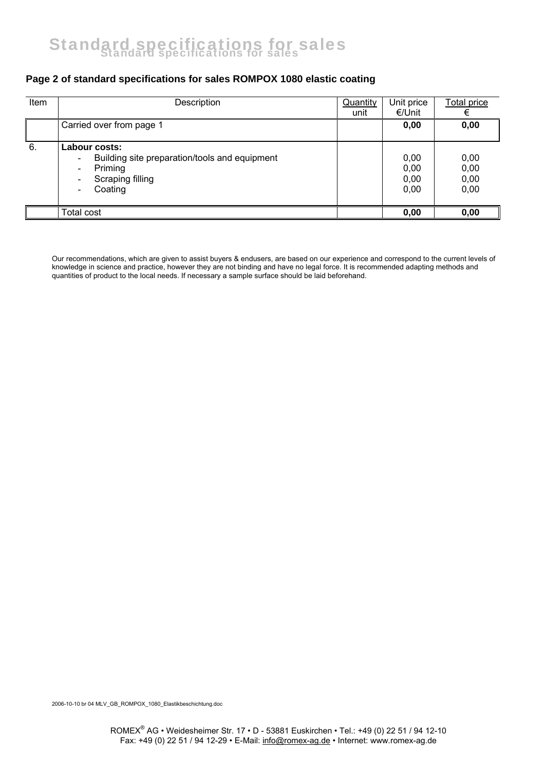## Page 2 of standard specifications for sales ROMPOX 1080 elastic coating

| Item | Description | Quantity unit | Unit price €/Unit | Total price € |
|---|---|---|---|---|
| | Carried over from page 1 | | **0,00** | **0,00** |
| 6. | **Labour costs:**<br>- Building site preparation/tools and equipment<br>- Priming<br>- Scraping filling<br>- Coating | | 0,00<br>0,00<br>0,00<br>0,00 | 0,00<br>0,00<br>0,00<br>0,00 |
| | Total cost | | **0,00** | **0,00** |

Our recommendations, which are given to assist buyers & endusers, are based on our experience and correspond to the current levels of knowledge in science and practice, however they are not binding and have no legal force. It is recommended adapting methods and quantities of product to the local needs. If necessary a sample surface should be laid beforehand.

2006-10-10 br 04 MLV_GB_ROMPOX_1080_Elastikbeschichtung.doc

ROMEX® AG • Weidesheimer Str. 17 • D - 53881 Euskirchen • Tel.: +49 (0) 22 51 / 94 12-10
Fax: +49 (0) 22 51 / 94 12-29 • E-Mail: info@romex-ag.de • Internet: www.romex-ag.de